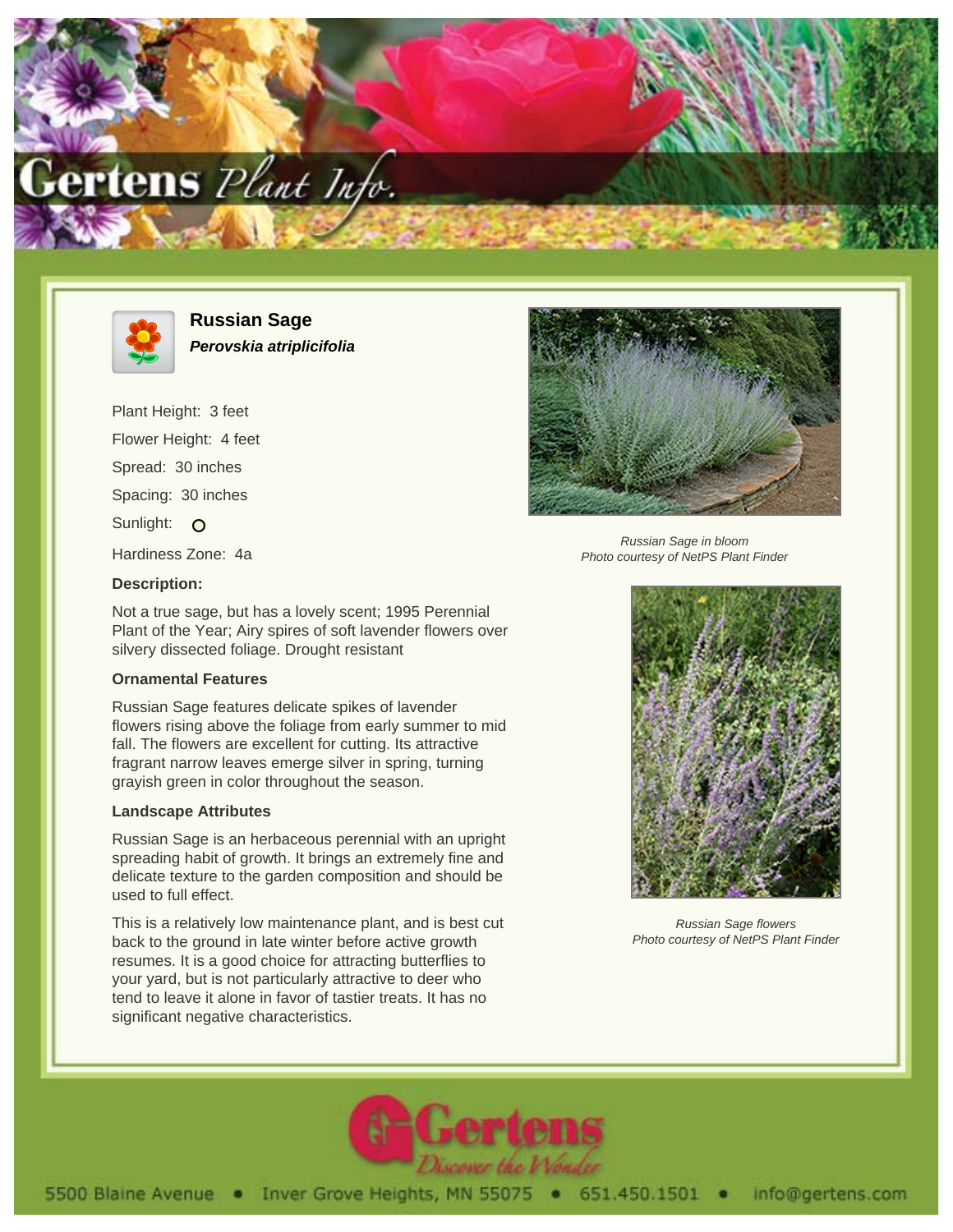# Russian Sage

***Perovskia atriplicifolia***

Plant Height: 3 feet

Flower Height: 4 feet

Spread: 30 inches

Spacing: 30 inches

Sunlight: O

Hardiness Zone: 4a

### Description:

Not a true sage, but has a lovely scent; 1995 Perennial Plant of the Year; Airy spires of soft lavender flowers over silvery dissected foliage. Drought resistant

### Ornamental Features

Russian Sage features delicate spikes of lavender flowers rising above the foliage from early summer to mid fall. The flowers are excellent for cutting. Its attractive fragrant narrow leaves emerge silver in spring, turning grayish green in color throughout the season.

### Landscape Attributes

Russian Sage is an herbaceous perennial with an upright spreading habit of growth. It brings an extremely fine and delicate texture to the garden composition and should be used to full effect.

This is a relatively low maintenance plant, and is best cut back to the ground in late winter before active growth resumes. It is a good choice for attracting butterflies to your yard, but is not particularly attractive to deer who tend to leave it alone in favor of tastier treats. It has no significant negative characteristics.

*Russian Sage in bloom*
*Photo courtesy of NetPS Plant Finder*

*Russian Sage flowers*
*Photo courtesy of NetPS Plant Finder*

5500 Blaine Avenue • Inver Grove Heights, MN 55075 • 651.450.1501 • info@gertens.com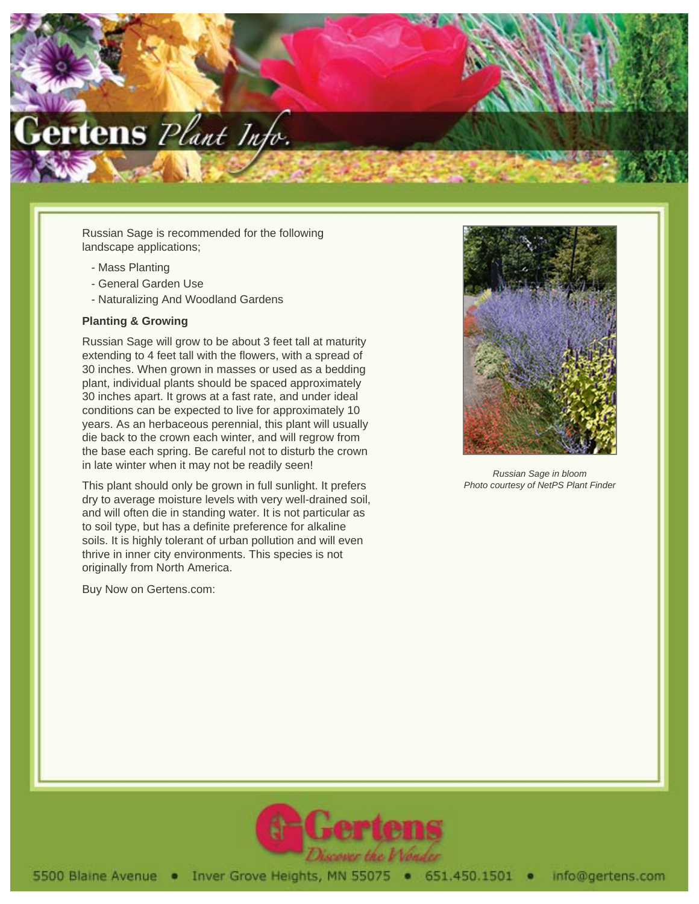Russian Sage is recommended for the following landscape applications;

- Mass Planting
- General Garden Use
- Naturalizing And Woodland Gardens

**Planting & Growing**

Russian Sage will grow to be about 3 feet tall at maturity extending to 4 feet tall with the flowers, with a spread of 30 inches. When grown in masses or used as a bedding plant, individual plants should be spaced approximately 30 inches apart. It grows at a fast rate, and under ideal conditions can be expected to live for approximately 10 years. As an herbaceous perennial, this plant will usually die back to the crown each winter, and will regrow from the base each spring. Be careful not to disturb the crown in late winter when it may not be readily seen!

This plant should only be grown in full sunlight. It prefers dry to average moisture levels with very well-drained soil, and will often die in standing water. It is not particular as to soil type, but has a definite preference for alkaline soils. It is highly tolerant of urban pollution and will even thrive in inner city environments. This species is not originally from North America.

Buy Now on Gertens.com:

*Russian Sage in bloom*
*Photo courtesy of NetPS Plant Finder*

5500 Blaine Avenue • Inver Grove Heights, MN 55075 • 651.450.1501 • info@gertens.com